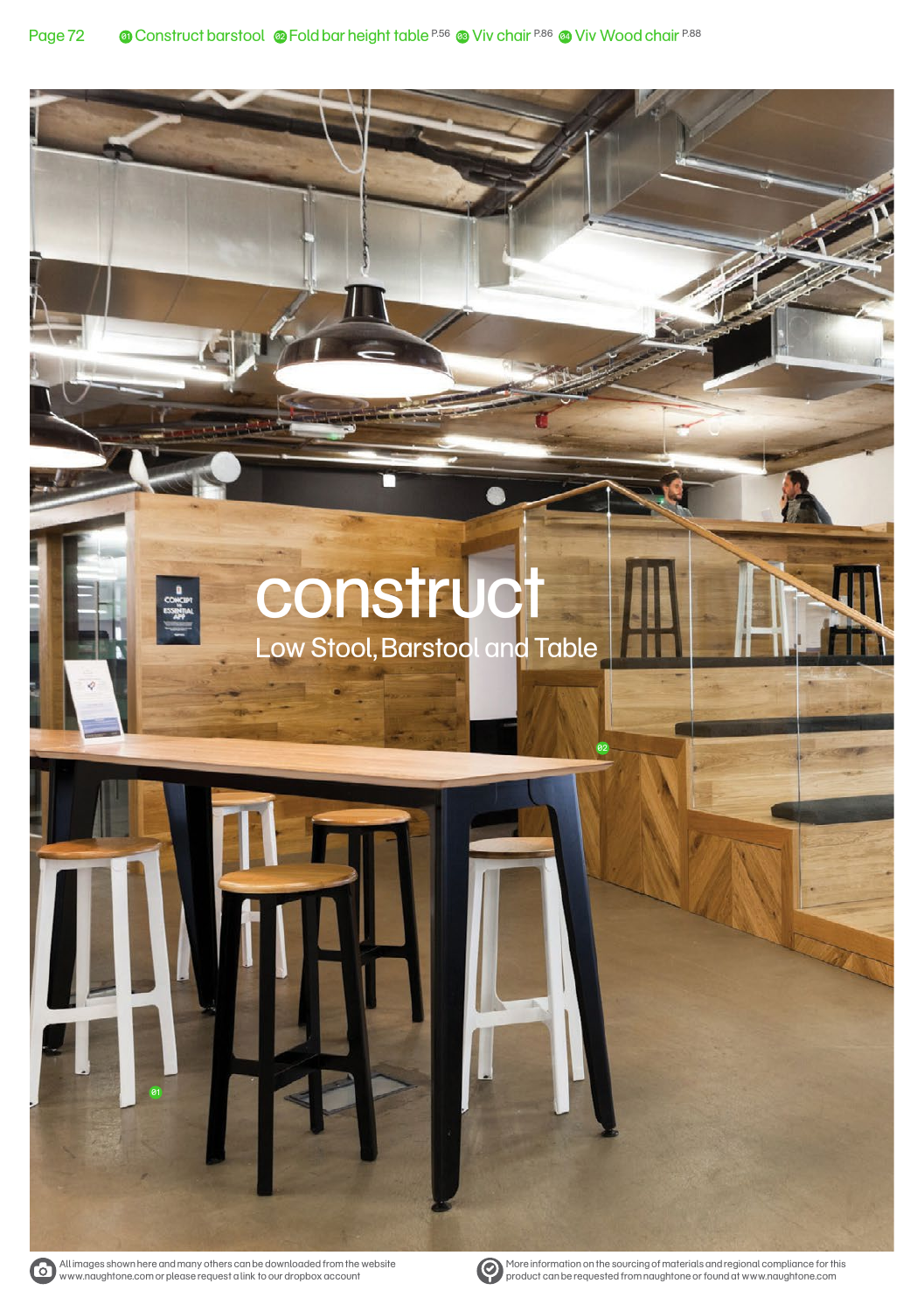01 Construct barstool 02 Fold bar height table P.56 03 Viv chair P.86 04 Viv Wood chair P.88

# construct

## Low Stool, Barstool and Table

All images shown here and many others can be downloaded from the website www.naughtone.com or please request a link to our dropbox account

More information on the sourcing of materials and regional compliance for this product can be requested from naughtone or found at www.naughtone.com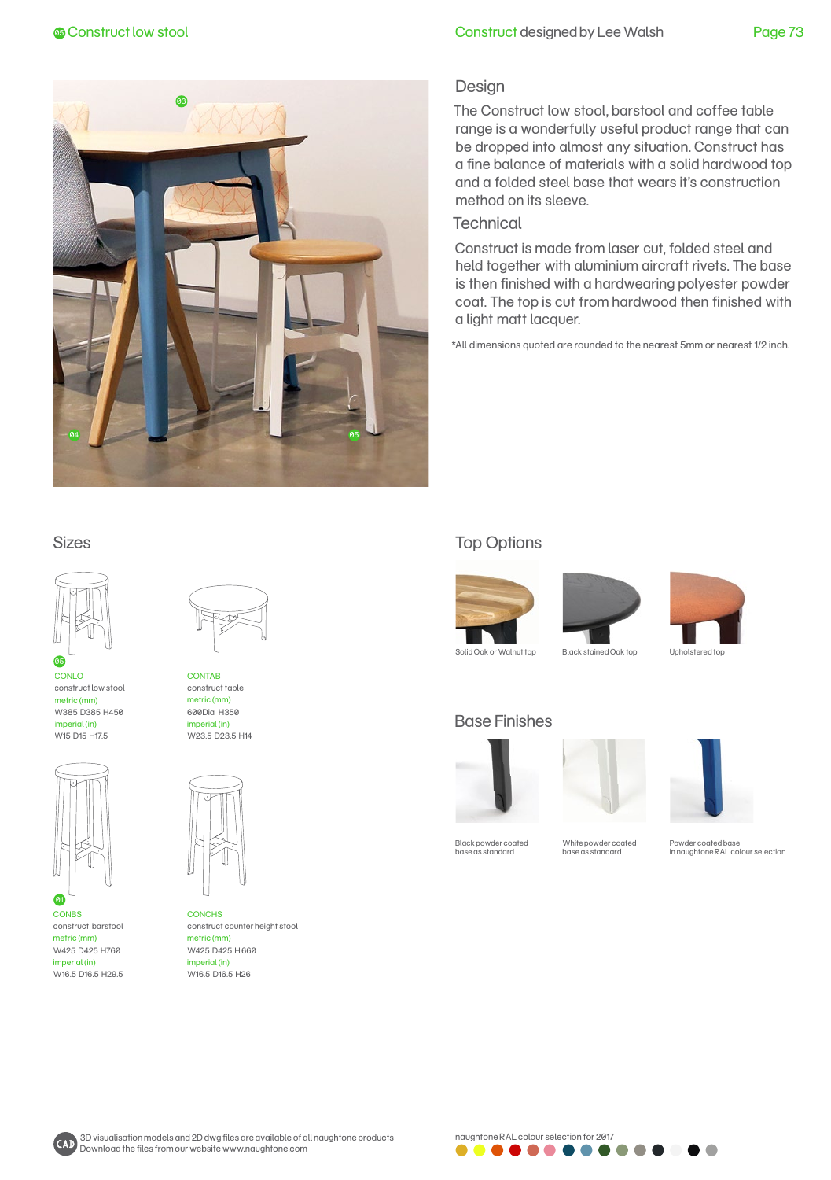# Construct low stool

Construct designed by Lee Walsh

## Design

The Construct low stool, barstool and coffee table range is a wonderfully useful product range that can be dropped into almost any situation. Construct has a fine balance of materials with a solid hardwood top and a folded steel base that wears it's construction method on its sleeve.

## Technical

Construct is made from laser cut, folded steel and held together with aluminium aircraft rivets. The base is then finished with a hardwearing polyester powder coat. The top is cut from hardwood then finished with a light matt lacquer.

*All dimensions quoted are rounded to the nearest 5mm or nearest 1/2 inch.

## Sizes

05
CONLO
construct low stool
metric (mm)
W385 D385 H450
imperial (in)
W15 D15 H17.5

CONTAB
construct table
metric (mm)
600Dia H350
imperial (in)
W23.5 D23.5 H14

01
CONBS
construct barstool
metric (mm)
W425 D425 H760
imperial (in)
W16.5 D16.5 H29.5

CONCHS
construct counter height stool
metric (mm)
W425 D425 H660
imperial (in)
W16.5 D16.5 H26

## Top Options

Solid Oak or Walnut top

Black stained Oak top

Upholstered top

## Base Finishes

Black powder coated base as standard

White powder coated base as standard

Powder coated base in naughtone RAL colour selection

3D visualisation models and 2D dwg files are available of all naughtone products
Download the files from our website www.naughtone.com

naughtone RAL colour selection for 2017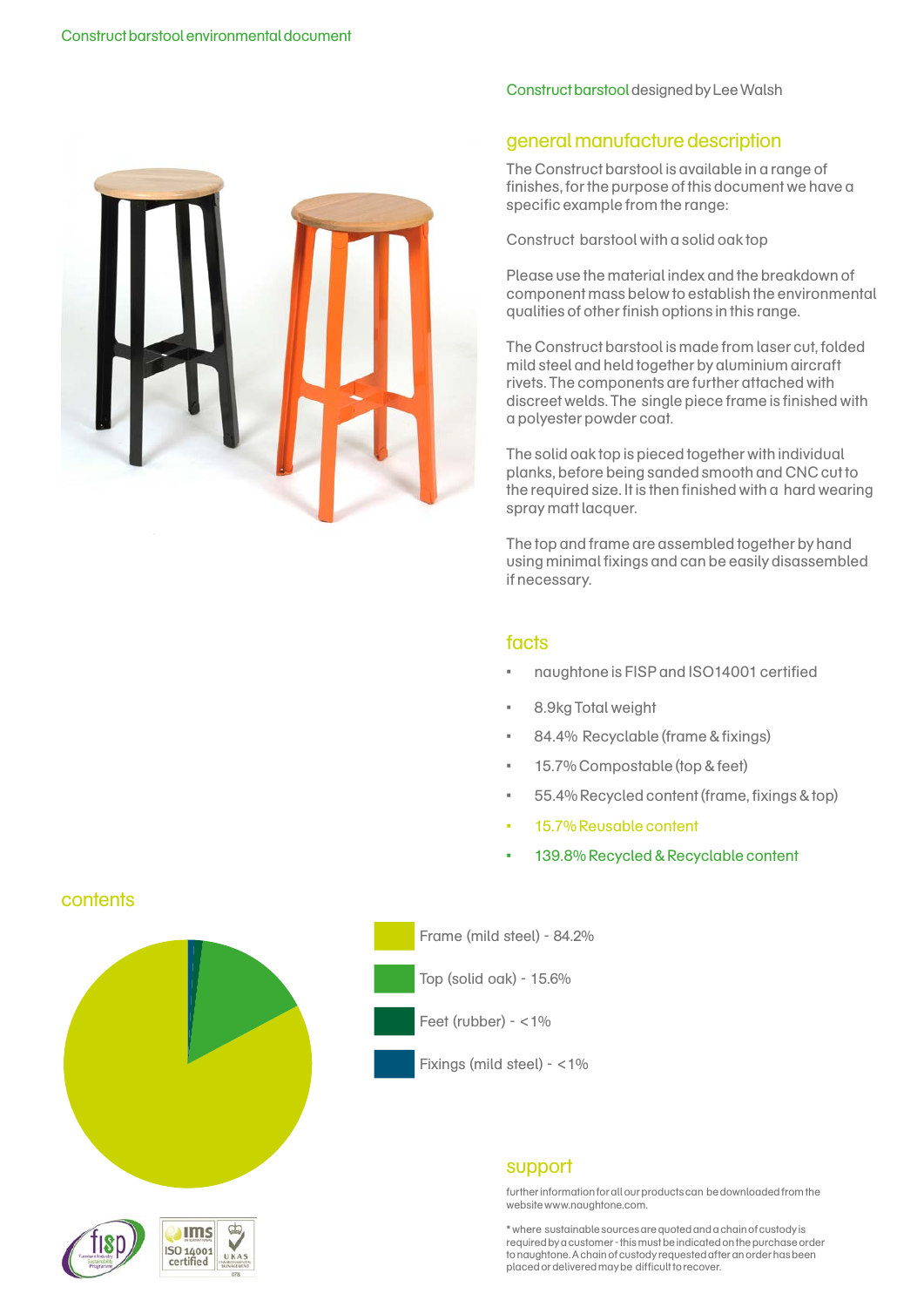Construct barstool environmental document

Construct barstool designed by Lee Walsh

## general manufacture description

The Construct barstool is available in a range of finishes, for the purpose of this document we have a specific example from the range:

Construct barstool with a solid oak top

Please use the material index and the breakdown of component mass below to establish the environmental qualities of other finish options in this range.

The Construct barstool is made from laser cut, folded mild steel and held together by aluminium aircraft rivets. The components are further attached with discreet welds. The single piece frame is finished with a polyester powder coat.

The solid oak top is pieced together with individual planks, before being sanded smooth and CNC cut to the required size. It is then finished with a hard wearing spray matt lacquer.

The top and frame are assembled together by hand using minimal fixings and can be easily disassembled if necessary.

## facts

- naughtone is FISP and ISO14001 certified
- 8.9kg Total weight
- 84.4% Recyclable (frame & fixings)
- 15.7% Compostable (top & feet)
- 55.4% Recycled content (frame, fixings & top)
- 15.7% Reusable content
- 139.8% Recycled & Recyclable content

## contents

- Frame (mild steel) - 84.2%
- Top (solid oak) - 15.6%
- Feet (rubber) - <1%
- Fixings (mild steel) - <1%

## support

further information for all our products can be downloaded from the website www.naughtone.com.

* where sustainable sources are quoted and a chain of custody is required by a customer - this must be indicated on the purchase order to naughtone. A chain of custody requested after an order has been placed or delivered may be difficult to recover.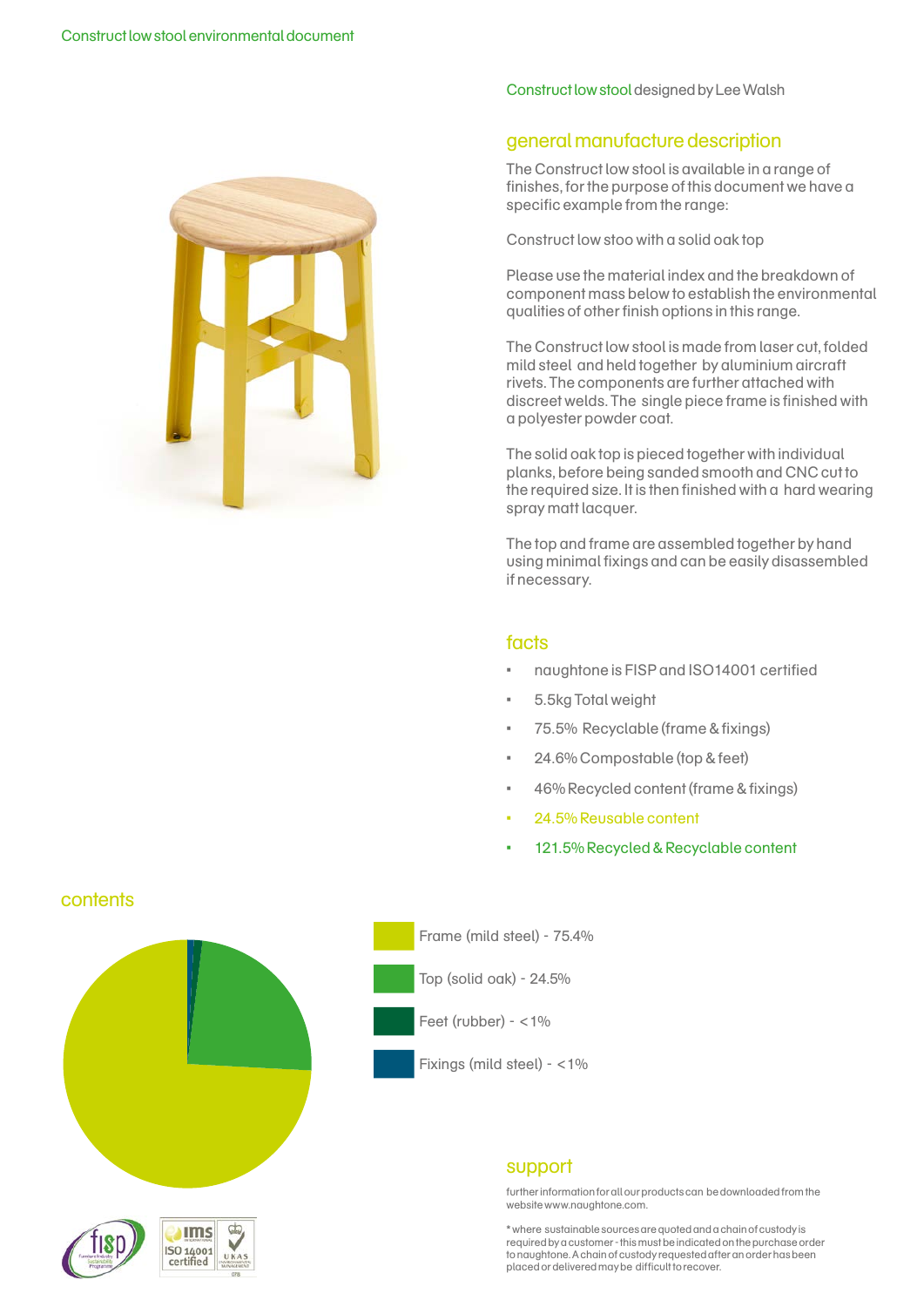Construct low stool environmental document

Construct low stool designed by Lee Walsh

## general manufacture description

The Construct low stool is available in a range of finishes, for the purpose of this document we have a specific example from the range:

Construct low stoo with a solid oak top

Please use the material index and the breakdown of component mass below to establish the environmental qualities of other finish options in this range.

The Construct low stool is made from laser cut, folded mild steel and held together by aluminium aircraft rivets. The components are further attached with discreet welds. The single piece frame is finished with a polyester powder coat.

The solid oak top is pieced together with individual planks, before being sanded smooth and CNC cut to the required size. It is then finished with a hard wearing spray matt lacquer.

The top and frame are assembled together by hand using minimal fixings and can be easily disassembled if necessary.

## facts

- naughtone is FISP and ISO14001 certified
- 5.5kg Total weight
- 75.5% Recyclable (frame & fixings)
- 24.6% Compostable (top & feet)
- 46% Recycled content (frame & fixings)
- 24.5% Reusable content
- 121.5% Recycled & Recyclable content

## contents

Frame (mild steel) - 75.4%

Top (solid oak) - 24.5%

Feet (rubber) - <1%

Fixings (mild steel) - <1%

## support

further information for all our products can be downloaded from the website www.naughtone.com.

* where sustainable sources are quoted and a chain of custody is required by a customer - this must be indicated on the purchase order to naughtone. A chain of custody requested after an order has been placed or delivered may be difficult to recover.